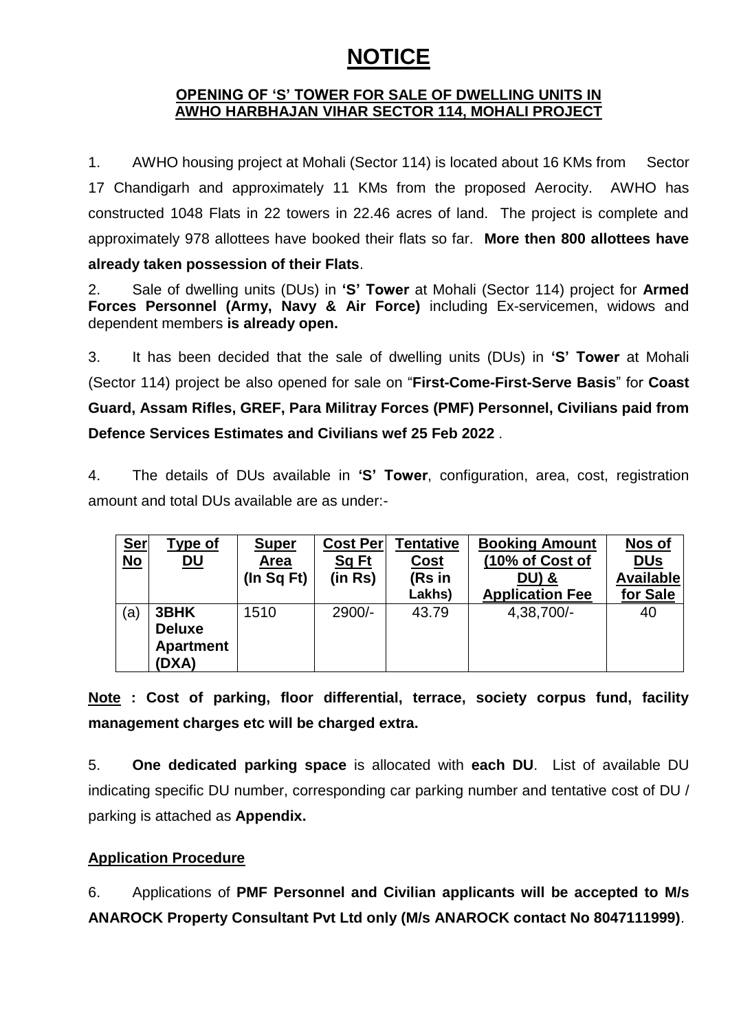# NOTICE

## OPENING OF 'S' TOWER FOR SALE OF DWELLING UNITS IN AWHO HARBHAJAN VIHAR SECTOR 114, MOHALI PROJECT

1. AWHO housing project at Mohali (Sector 114) is located about 16 KMs from Sector 17 Chandigarh and approximately 11 KMs from the proposed Aerocity. AWHO has constructed 1048 Flats in 22 towers in 22.46 acres of land. The project is complete and approximately 978 allottees have booked their flats so far. **More then 800 allottees have already taken possession of their Flats**.

2. Sale of dwelling units (DUs) in **'S' Tower** at Mohali (Sector 114) project for **Armed Forces Personnel (Army, Navy & Air Force)** including Ex-servicemen, widows and dependent members **is already open.**

3. It has been decided that the sale of dwelling units (DUs) in **'S' Tower** at Mohali (Sector 114) project be also opened for sale on "**First-Come-First-Serve Basis**" for **Coast Guard, Assam Rifles, GREF, Para Militray Forces (PMF) Personnel, Civilians paid from Defence Services Estimates and Civilians wef 25 Feb 2022** .

4. The details of DUs available in **'S' Tower**, configuration, area, cost, registration amount and total DUs available are as under:-

| Ser No | Type of DU | Super Area (In Sq Ft) | Cost Per Sq Ft (in Rs) | Tentative Cost (Rs in Lakhs) | Booking Amount (10% of Cost of DU) & Application Fee | Nos of DUs Available for Sale |
|---|---|---|---|---|---|---|
| (a) | **3BHK Deluxe Apartment (DXA)** | 1510 | 2900/- | 43.79 | 4,38,700/- | 40 |

**Note : Cost of parking, floor differential, terrace, society corpus fund, facility management charges etc will be charged extra.**

5. **One dedicated parking space** is allocated with **each DU**. List of available DU indicating specific DU number, corresponding car parking number and tentative cost of DU / parking is attached as **Appendix.**

**Application Procedure**

6. Applications of **PMF Personnel and Civilian applicants will be accepted to M/s ANAROCK Property Consultant Pvt Ltd only (M/s ANAROCK contact No 8047111999)**.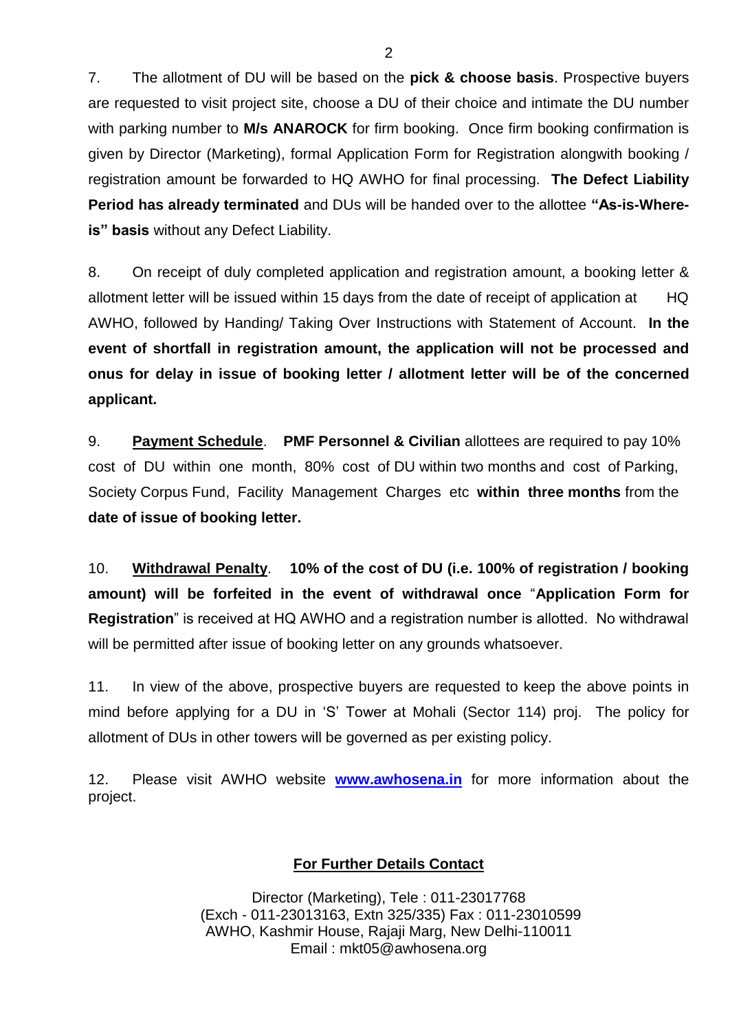7. The allotment of DU will be based on the **pick & choose basis**. Prospective buyers are requested to visit project site, choose a DU of their choice and intimate the DU number with parking number to **M/s ANAROCK** for firm booking. Once firm booking confirmation is given by Director (Marketing), formal Application Form for Registration alongwith booking / registration amount be forwarded to HQ AWHO for final processing. **The Defect Liability Period has already terminated** and DUs will be handed over to the allottee **"As-is-Where-is" basis** without any Defect Liability.

8. On receipt of duly completed application and registration amount, a booking letter & allotment letter will be issued within 15 days from the date of receipt of application at HQ AWHO, followed by Handing/ Taking Over Instructions with Statement of Account. **In the event of shortfall in registration amount, the application will not be processed and onus for delay in issue of booking letter / allotment letter will be of the concerned applicant.**

9. **Payment Schedule**. **PMF Personnel & Civilian** allottees are required to pay 10% cost of DU within one month, 80% cost of DU within two months and cost of Parking, Society Corpus Fund, Facility Management Charges etc **within three months** from the **date of issue of booking letter.**

10. **Withdrawal Penalty**. **10% of the cost of DU (i.e. 100% of registration / booking amount) will be forfeited in the event of withdrawal once** "**Application Form for Registration**" is received at HQ AWHO and a registration number is allotted. No withdrawal will be permitted after issue of booking letter on any grounds whatsoever.

11. In view of the above, prospective buyers are requested to keep the above points in mind before applying for a DU in 'S' Tower at Mohali (Sector 114) proj. The policy for allotment of DUs in other towers will be governed as per existing policy.

12. Please visit AWHO website **www.awhosena.in** for more information about the project.

**For Further Details Contact**

Director (Marketing), Tele : 011-23017768
(Exch - 011-23013163, Extn 325/335) Fax : 011-23010599
AWHO, Kashmir House, Rajaji Marg, New Delhi-110011
Email : mkt05@awhosena.org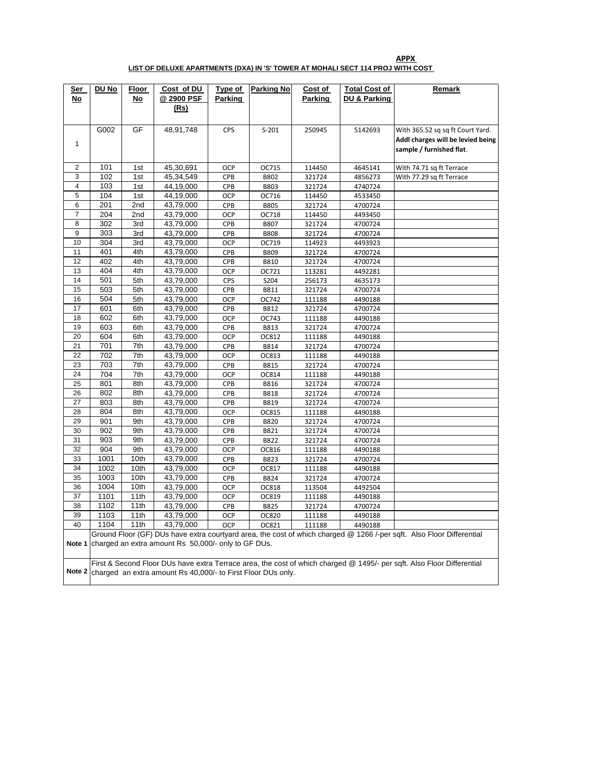**APPX**

**LIST OF DELUXE APARTMENTS (DXA) IN 'S' TOWER AT MOHALI SECT 114 PROJ WITH COST**

| Ser No | DU No | Floor No | Cost of DU @ 2900 PSF (Rs) | Type of Parking | Parking No | Cost of Parking | Total Cost of DU & Parking | Remark |
|---|---|---|---|---|---|---|---|---|
| 1 | G002 | GF | 48,91,748 | CPS | S-201 | 250945 | 5142693 | With 365.52 sq sq ft Court Yard. **Addl charges will be levied being sample / furnished flat**. |
| 2 | 101 | 1st | 45,30,691 | OCP | OC715 | 114450 | 4645141 | With 74.71 sq ft Terrace |
| 3 | 102 | 1st | 45,34,549 | CPB | B802 | 321724 | 4856273 | With 77.29 sq ft Terrace |
| 4 | 103 | 1st | 44,19,000 | CPB | B803 | 321724 | 4740724 | |
| 5 | 104 | 1st | 44,19,000 | OCP | OC716 | 114450 | 4533450 | |
| 6 | 201 | 2nd | 43,79,000 | CPB | B805 | 321724 | 4700724 | |
| 7 | 204 | 2nd | 43,79,000 | OCP | OC718 | 114450 | 4493450 | |
| 8 | 302 | 3rd | 43,79,000 | CPB | B807 | 321724 | 4700724 | |
| 9 | 303 | 3rd | 43,79,000 | CPB | B808 | 321724 | 4700724 | |
| 10 | 304 | 3rd | 43,79,000 | OCP | OC719 | 114923 | 4493923 | |
| 11 | 401 | 4th | 43,79,000 | CPB | B809 | 321724 | 4700724 | |
| 12 | 402 | 4th | 43,79,000 | CPB | B810 | 321724 | 4700724 | |
| 13 | 404 | 4th | 43,79,000 | OCP | OC721 | 113281 | 4492281 | |
| 14 | 501 | 5th | 43,79,000 | CPS | S204 | 256173 | 4635173 | |
| 15 | 503 | 5th | 43,79,000 | CPB | B811 | 321724 | 4700724 | |
| 16 | 504 | 5th | 43,79,000 | OCP | OC742 | 111188 | 4490188 | |
| 17 | 601 | 6th | 43,79,000 | CPB | B812 | 321724 | 4700724 | |
| 18 | 602 | 6th | 43,79,000 | OCP | OC743 | 111188 | 4490188 | |
| 19 | 603 | 6th | 43,79,000 | CPB | B813 | 321724 | 4700724 | |
| 20 | 604 | 6th | 43,79,000 | OCP | OC812 | 111188 | 4490188 | |
| 21 | 701 | 7th | 43,79,000 | CPB | B814 | 321724 | 4700724 | |
| 22 | 702 | 7th | 43,79,000 | OCP | OC813 | 111188 | 4490188 | |
| 23 | 703 | 7th | 43,79,000 | CPB | B815 | 321724 | 4700724 | |
| 24 | 704 | 7th | 43,79,000 | OCP | OC814 | 111188 | 4490188 | |
| 25 | 801 | 8th | 43,79,000 | CPB | B816 | 321724 | 4700724 | |
| 26 | 802 | 8th | 43,79,000 | CPB | B818 | 321724 | 4700724 | |
| 27 | 803 | 8th | 43,79,000 | CPB | B819 | 321724 | 4700724 | |
| 28 | 804 | 8th | 43,79,000 | OCP | OC815 | 111188 | 4490188 | |
| 29 | 901 | 9th | 43,79,000 | CPB | B820 | 321724 | 4700724 | |
| 30 | 902 | 9th | 43,79,000 | CPB | B821 | 321724 | 4700724 | |
| 31 | 903 | 9th | 43,79,000 | CPB | B822 | 321724 | 4700724 | |
| 32 | 904 | 9th | 43,79,000 | OCP | OC816 | 111188 | 4490188 | |
| 33 | 1001 | 10th | 43,79,000 | CPB | B823 | 321724 | 4700724 | |
| 34 | 1002 | 10th | 43,79,000 | OCP | OC817 | 111188 | 4490188 | |
| 35 | 1003 | 10th | 43,79,000 | CPB | B824 | 321724 | 4700724 | |
| 36 | 1004 | 10th | 43,79,000 | OCP | OC818 | 113504 | 4492504 | |
| 37 | 1101 | 11th | 43,79,000 | OCP | OC819 | 111188 | 4490188 | |
| 38 | 1102 | 11th | 43,79,000 | CPB | B825 | 321724 | 4700724 | |
| 39 | 1103 | 11th | 43,79,000 | OCP | OC820 | 111188 | 4490188 | |
| 40 | 1104 | 11th | 43,79,000 | OCP | OC821 | 111188 | 4490188 | |
| **Note 1** | Ground Floor (GF) DUs have extra courtyard area, the cost of which charged @ 1266 /-per sqft. Also Floor Differential charged an extra amount Rs 50,000/- only to GF DUs. | | | | | | | |
| **Note 2** | First & Second Floor DUs have extra Terrace area, the cost of which charged @ 1495/- per sqft. Also Floor Differential charged an extra amount Rs 40,000/- to First Floor DUs only. | | | | | | | |